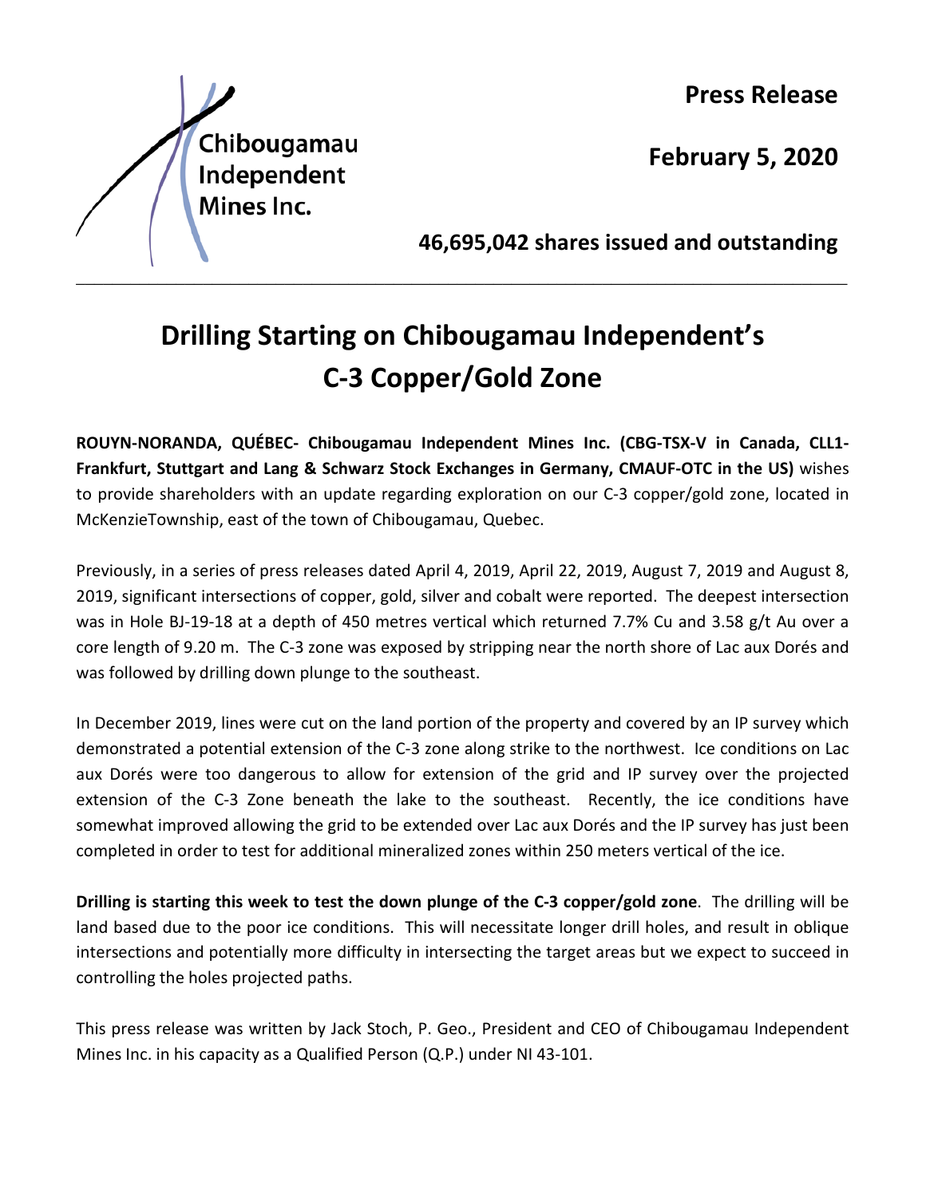Chibougamau Independent Mines Inc.

**Press Release**

**February 5, 2020**

**46,695,042 shares issued and outstanding**

---

# Drilling Starting on Chibougamau Independent's C-3 Copper/Gold Zone

**ROUYN-NORANDA, QUÉBEC- Chibougamau Independent Mines Inc. (CBG-TSX-V in Canada, CLL1-Frankfurt, Stuttgart and Lang & Schwarz Stock Exchanges in Germany, CMAUF-OTC in the US)** wishes to provide shareholders with an update regarding exploration on our C-3 copper/gold zone, located in McKenzieTownship, east of the town of Chibougamau, Quebec.

Previously, in a series of press releases dated April 4, 2019, April 22, 2019, August 7, 2019 and August 8, 2019, significant intersections of copper, gold, silver and cobalt were reported. The deepest intersection was in Hole BJ-19-18 at a depth of 450 metres vertical which returned 7.7% Cu and 3.58 g/t Au over a core length of 9.20 m. The C-3 zone was exposed by stripping near the north shore of Lac aux Dorés and was followed by drilling down plunge to the southeast.

In December 2019, lines were cut on the land portion of the property and covered by an IP survey which demonstrated a potential extension of the C-3 zone along strike to the northwest. Ice conditions on Lac aux Dorés were too dangerous to allow for extension of the grid and IP survey over the projected extension of the C-3 Zone beneath the lake to the southeast. Recently, the ice conditions have somewhat improved allowing the grid to be extended over Lac aux Dorés and the IP survey has just been completed in order to test for additional mineralized zones within 250 meters vertical of the ice.

**Drilling is starting this week to test the down plunge of the C-3 copper/gold zone**. The drilling will be land based due to the poor ice conditions. This will necessitate longer drill holes, and result in oblique intersections and potentially more difficulty in intersecting the target areas but we expect to succeed in controlling the holes projected paths.

This press release was written by Jack Stoch, P. Geo., President and CEO of Chibougamau Independent Mines Inc. in his capacity as a Qualified Person (Q.P.) under NI 43-101.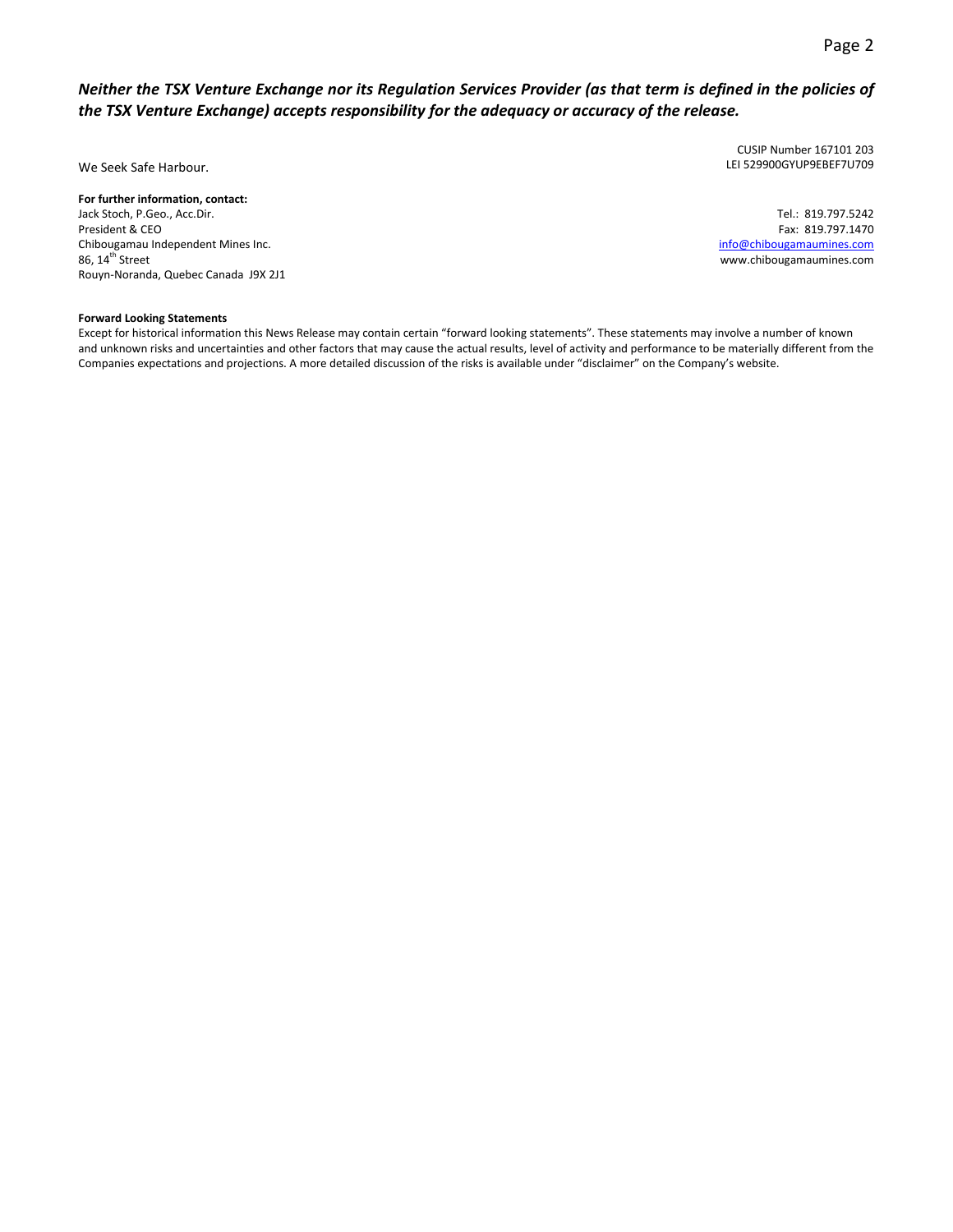***Neither the TSX Venture Exchange nor its Regulation Services Provider (as that term is defined in the policies of the TSX Venture Exchange) accepts responsibility for the adequacy or accuracy of the release.***

We Seek Safe Harbour.

CUSIP Number 167101 203
LEI 529900GYUP9EBEF7U709

**For further information, contact:**
Jack Stoch, P.Geo., Acc.Dir.
President & CEO
Chibougamau Independent Mines Inc.
86, 14th Street
Rouyn-Noranda, Quebec Canada J9X 2J1

Tel.: 819.797.5242
Fax: 819.797.1470
info@chibougamaumines.com
www.chibougamaumines.com

**Forward Looking Statements**

Except for historical information this News Release may contain certain "forward looking statements". These statements may involve a number of known and unknown risks and uncertainties and other factors that may cause the actual results, level of activity and performance to be materially different from the Companies expectations and projections. A more detailed discussion of the risks is available under "disclaimer" on the Company's website.